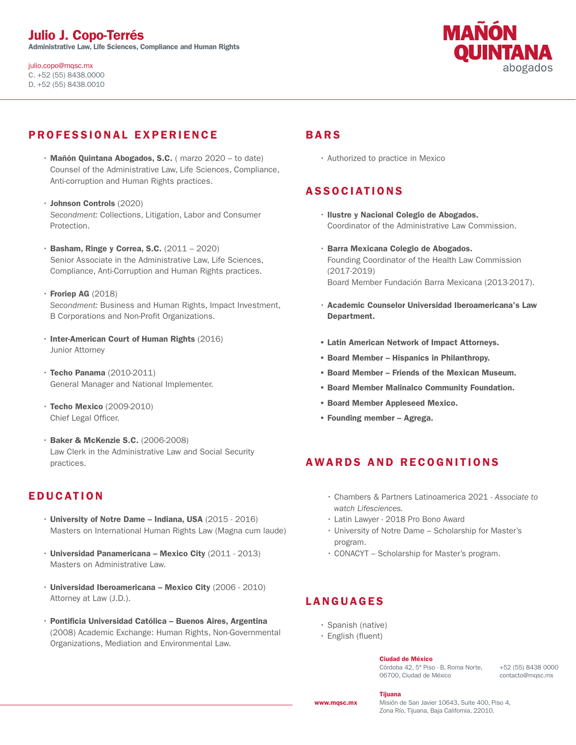# Julio J. Copo-Terrés

**Administrative Law, Life Sciences, Compliance and Human Rights**

julio.copo@mqsc.mx
C. +52 (55) 8438.0000
D. +52 (55) 8438.0010

MAÑÓN QUINTANA abogados

## PROFESSIONAL EXPERIENCE

- **Mañón Quintana Abogados, S.C.** ( marzo 2020 – to date)
  Counsel of the Administrative Law, Life Sciences, Compliance, Anti-corruption and Human Rights practices.

- **Johnson Controls** (2020)
  *Secondment:* Collections, Litigation, Labor and Consumer Protection.

- **Basham, Ringe y Correa, S.C.** (2011 – 2020)
  Senior Associate in the Administrative Law, Life Sciences, Compliance, Anti-Corruption and Human Rights practices.

- **Froriep AG** (2018)
  *Secondment:* Business and Human Rights, Impact Investment, B Corporations and Non-Profit Organizations.

- **Inter-American Court of Human Rights** (2016)
  Junior Attorney

- **Techo Panama** (2010-2011)
  General Manager and National Implementer.

- **Techo Mexico** (2009-2010)
  Chief Legal Officer.

- **Baker & McKenzie S.C.** (2006-2008)
  Law Clerk in the Administrative Law and Social Security practices.

## EDUCATION

- **University of Notre Dame – Indiana, USA** (2015 - 2016)
  Masters on International Human Rights Law (Magna cum laude)

- **Universidad Panamericana – Mexico City** (2011 - 2013)
  Masters on Administrative Law.

- **Universidad Iberoamericana – Mexico City** (2006 - 2010)
  Attorney at Law (J.D.).

- **Pontificia Universidad Católica – Buenos Aires, Argentina** (2008) Academic Exchange: Human Rights, Non-Governmental Organizations, Mediation and Environmental Law.

## BARS

- Authorized to practice in Mexico

## ASSOCIATIONS

- **Ilustre y Nacional Colegio de Abogados.**
  Coordinator of the Administrative Law Commission.

- **Barra Mexicana Colegio de Abogados.**
  Founding Coordinator of the Health Law Commission (2017-2019)
  Board Member Fundación Barra Mexicana (2013-2017).

- **Academic Counselor Universidad Iberoamericana's Law Department.**

- **Latin American Network of Impact Attorneys.**
- **Board Member – Hispanics in Philanthropy.**
- **Board Member – Friends of the Mexican Museum.**
- **Board Member Malinalco Community Foundation.**
- **Board Member Appleseed Mexico.**
- **Founding member – Agrega.**

## AWARDS AND RECOGNITIONS

- Chambers & Partners Latinoamerica 2021 - *Associate to watch Lifesciences.*
- Latin Lawyer - 2018 Pro Bono Award
- University of Notre Dame – Scholarship for Master's program.
- CONACYT – Scholarship for Master's program.

## LANGUAGES

- Spanish (native)
- English (fluent)

**Ciudad de México**
Córdoba 42, 5º Piso - B, Roma Norte, 06700, Ciudad de México
+52 (55) 8438 0000
contacto@mqsc.mx

**Tijuana**
Misión de San Javier 10643, Suite 400, Piso 4, Zona Río, Tijuana, Baja California, 22010.

**www.mqsc.mx**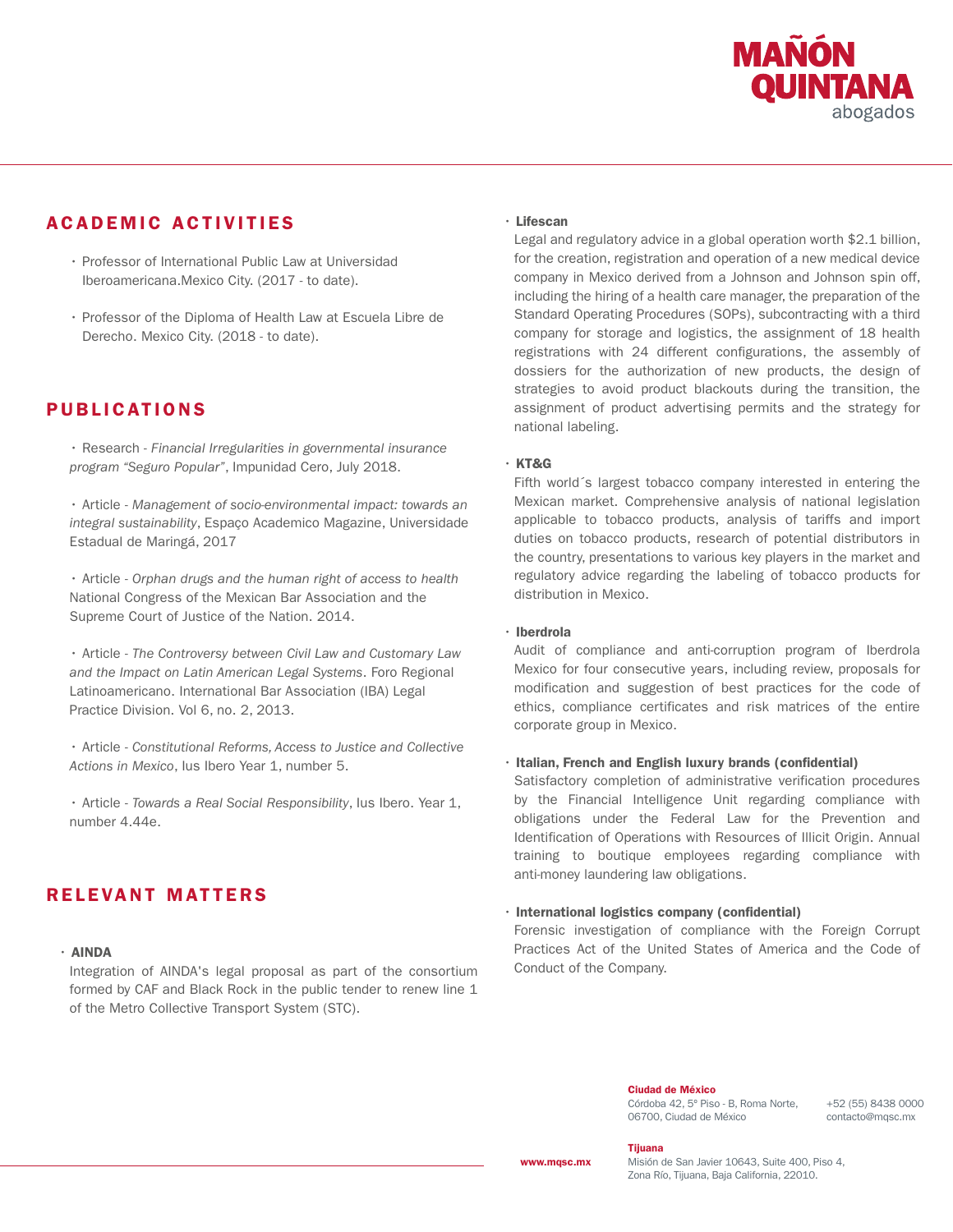## ACADEMIC ACTIVITIES

- Professor of International Public Law at Universidad Iberoamericana.Mexico City. (2017 - to date).
- Professor of the Diploma of Health Law at Escuela Libre de Derecho. Mexico City. (2018 - to date).

## PUBLICATIONS

- Research - *Financial Irregularities in governmental insurance program "Seguro Popular"*, Impunidad Cero, July 2018.
- Article - *Management of socio-environmental impact: towards an integral sustainability*, Espaço Academico Magazine, Universidade Estadual de Maringá, 2017
- Article - *Orphan drugs and the human right of access to health* National Congress of the Mexican Bar Association and the Supreme Court of Justice of the Nation. 2014.
- Article - *The Controversy between Civil Law and Customary Law and the Impact on Latin American Legal Systems*. Foro Regional Latinoamericano. International Bar Association (IBA) Legal Practice Division. Vol 6, no. 2, 2013.
- Article - *Constitutional Reforms, Access to Justice and Collective Actions in Mexico*, Ius Ibero Year 1, number 5.
- Article - *Towards a Real Social Responsibility*, Ius Ibero. Year 1, number 4.44e.

## RELEVANT MATTERS

- **AINDA**
  Integration of AINDA's legal proposal as part of the consortium formed by CAF and Black Rock in the public tender to renew line 1 of the Metro Collective Transport System (STC).

- **Lifescan**
  Legal and regulatory advice in a global operation worth $2.1 billion, for the creation, registration and operation of a new medical device company in Mexico derived from a Johnson and Johnson spin off, including the hiring of a health care manager, the preparation of the Standard Operating Procedures (SOPs), subcontracting with a third company for storage and logistics, the assignment of 18 health registrations with 24 different configurations, the assembly of dossiers for the authorization of new products, the design of strategies to avoid product blackouts during the transition, the assignment of product advertising permits and the strategy for national labeling.

- **KT&G**
  Fifth world´s largest tobacco company interested in entering the Mexican market. Comprehensive analysis of national legislation applicable to tobacco products, analysis of tariffs and import duties on tobacco products, research of potential distributors in the country, presentations to various key players in the market and regulatory advice regarding the labeling of tobacco products for distribution in Mexico.

- **Iberdrola**
  Audit of compliance and anti-corruption program of Iberdrola Mexico for four consecutive years, including review, proposals for modification and suggestion of best practices for the code of ethics, compliance certificates and risk matrices of the entire corporate group in Mexico.

- **Italian, French and English luxury brands (confidential)**
  Satisfactory completion of administrative verification procedures by the Financial Intelligence Unit regarding compliance with obligations under the Federal Law for the Prevention and Identification of Operations with Resources of Illicit Origin. Annual training to boutique employees regarding compliance with anti-money laundering law obligations.

- **International logistics company (confidential)**
  Forensic investigation of compliance with the Foreign Corrupt Practices Act of the United States of America and the Code of Conduct of the Company.